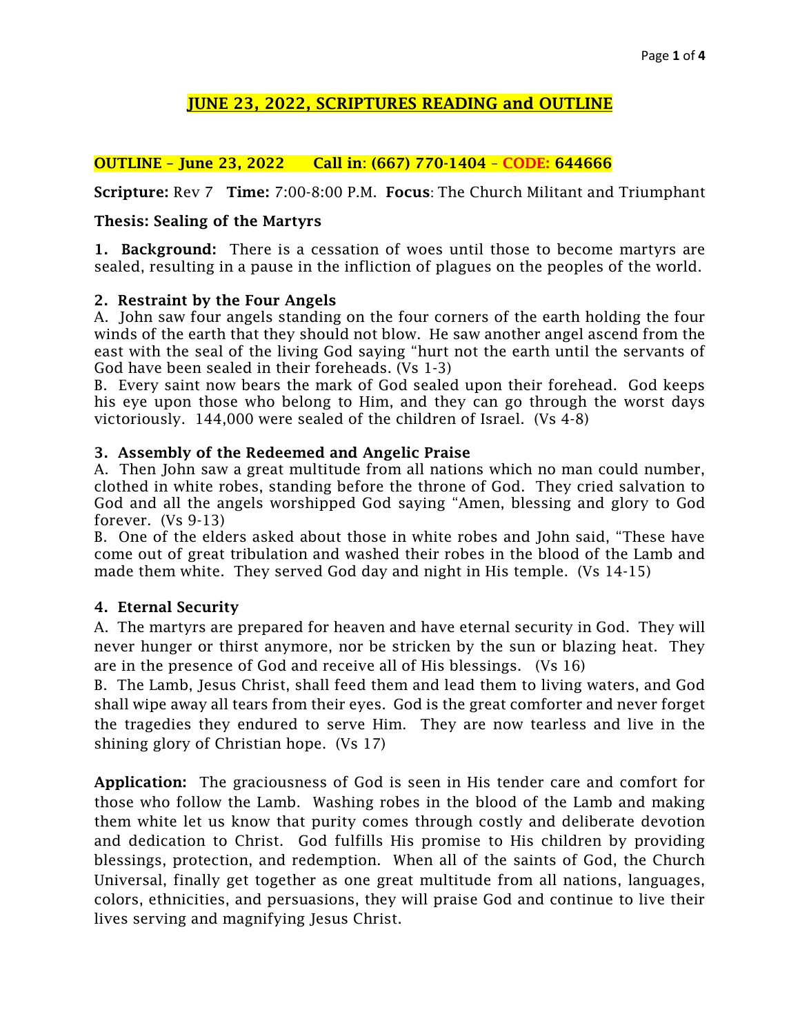# JUNE 23, 2022, SCRIPTURES READING and OUTLINE

**OUTLINE – June 23, 2022     Call in: (667) 770-1404 – CODE: 644666**

**Scripture:** Rev 7   **Time:** 7:00-8:00 P.M.  **Focus**: The Church Militant and Triumphant

**Thesis: Sealing of the Martyrs**

**1. Background:** There is a cessation of woes until those to become martyrs are sealed, resulting in a pause in the infliction of plagues on the peoples of the world.

**2. Restraint by the Four Angels**

A. John saw four angels standing on the four corners of the earth holding the four winds of the earth that they should not blow. He saw another angel ascend from the east with the seal of the living God saying "hurt not the earth until the servants of God have been sealed in their foreheads. (Vs 1-3)

B. Every saint now bears the mark of God sealed upon their forehead. God keeps his eye upon those who belong to Him, and they can go through the worst days victoriously. 144,000 were sealed of the children of Israel. (Vs 4-8)

**3. Assembly of the Redeemed and Angelic Praise**

A. Then John saw a great multitude from all nations which no man could number, clothed in white robes, standing before the throne of God. They cried salvation to God and all the angels worshipped God saying "Amen, blessing and glory to God forever. (Vs 9-13)

B. One of the elders asked about those in white robes and John said, "These have come out of great tribulation and washed their robes in the blood of the Lamb and made them white. They served God day and night in His temple. (Vs 14-15)

**4. Eternal Security**

A. The martyrs are prepared for heaven and have eternal security in God. They will never hunger or thirst anymore, nor be stricken by the sun or blazing heat. They are in the presence of God and receive all of His blessings. (Vs 16)

B. The Lamb, Jesus Christ, shall feed them and lead them to living waters, and God shall wipe away all tears from their eyes. God is the great comforter and never forget the tragedies they endured to serve Him. They are now tearless and live in the shining glory of Christian hope. (Vs 17)

**Application:** The graciousness of God is seen in His tender care and comfort for those who follow the Lamb. Washing robes in the blood of the Lamb and making them white let us know that purity comes through costly and deliberate devotion and dedication to Christ. God fulfills His promise to His children by providing blessings, protection, and redemption. When all of the saints of God, the Church Universal, finally get together as one great multitude from all nations, languages, colors, ethnicities, and persuasions, they will praise God and continue to live their lives serving and magnifying Jesus Christ.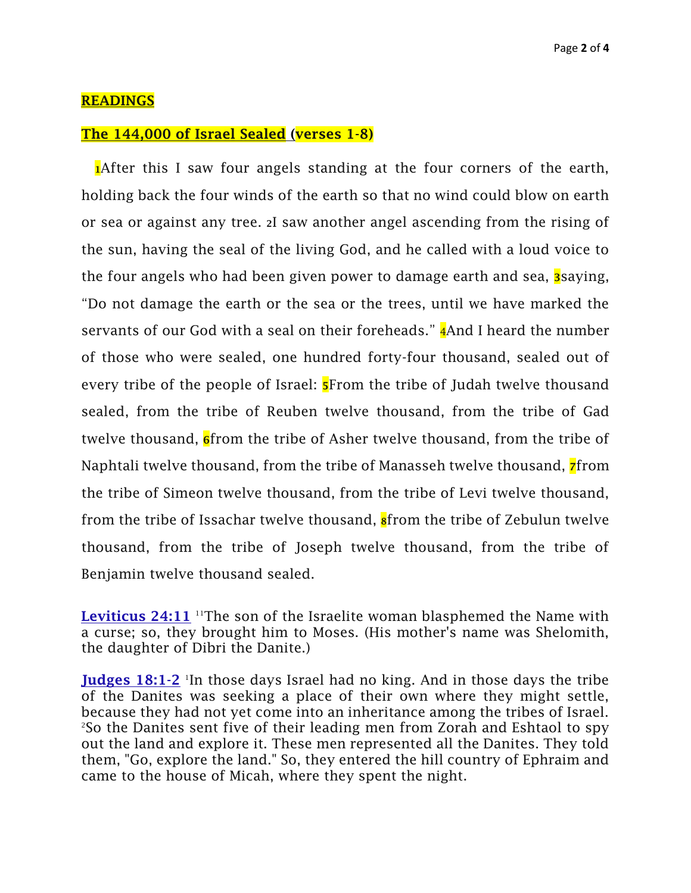**READINGS**

**The 144,000 of Israel Sealed (verses 1-8)**

1After this I saw four angels standing at the four corners of the earth, holding back the four winds of the earth so that no wind could blow on earth or sea or against any tree. 2I saw another angel ascending from the rising of the sun, having the seal of the living God, and he called with a loud voice to the four angels who had been given power to damage earth and sea, 3saying, "Do not damage the earth or the sea or the trees, until we have marked the servants of our God with a seal on their foreheads." 4And I heard the number of those who were sealed, one hundred forty-four thousand, sealed out of every tribe of the people of Israel: 5From the tribe of Judah twelve thousand sealed, from the tribe of Reuben twelve thousand, from the tribe of Gad twelve thousand, 6from the tribe of Asher twelve thousand, from the tribe of Naphtali twelve thousand, from the tribe of Manasseh twelve thousand, 7from the tribe of Simeon twelve thousand, from the tribe of Levi twelve thousand, from the tribe of Issachar twelve thousand, 8from the tribe of Zebulun twelve thousand, from the tribe of Joseph twelve thousand, from the tribe of Benjamin twelve thousand sealed.

**Leviticus 24:11** [11]The son of the Israelite woman blasphemed the Name with a curse; so, they brought him to Moses. (His mother's name was Shelomith, the daughter of Dibri the Danite.)

**Judges 18:1-2** [1]In those days Israel had no king. And in those days the tribe of the Danites was seeking a place of their own where they might settle, because they had not yet come into an inheritance among the tribes of Israel. [2]So the Danites sent five of their leading men from Zorah and Eshtaol to spy out the land and explore it. These men represented all the Danites. They told them, "Go, explore the land." So, they entered the hill country of Ephraim and came to the house of Micah, where they spent the night.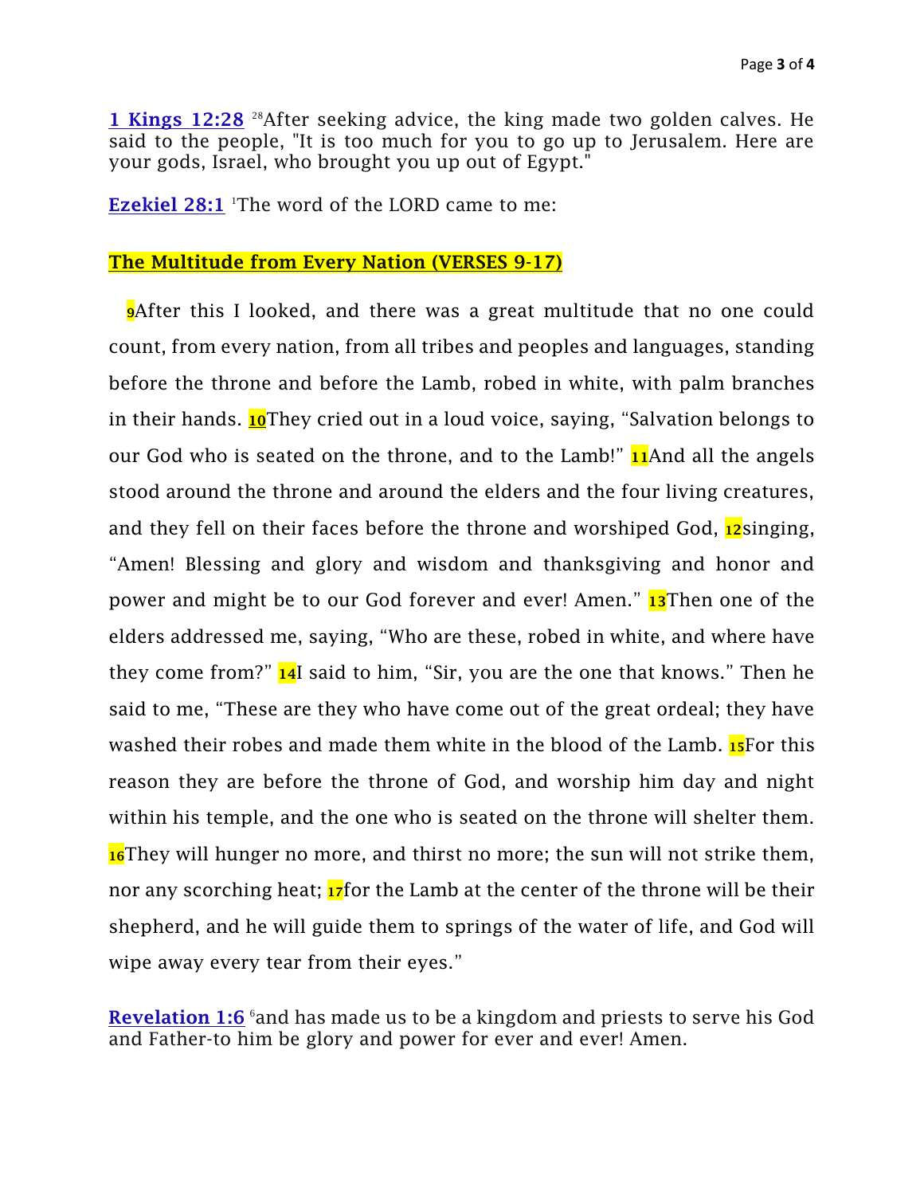**1 Kings 12:28** [28]After seeking advice, the king made two golden calves. He said to the people, "It is too much for you to go up to Jerusalem. Here are your gods, Israel, who brought you up out of Egypt."

**Ezekiel 28:1** [1]The word of the LORD came to me:

**The Multitude from Every Nation (VERSES 9-17)**

**9**After this I looked, and there was a great multitude that no one could count, from every nation, from all tribes and peoples and languages, standing before the throne and before the Lamb, robed in white, with palm branches in their hands. **10**They cried out in a loud voice, saying, “Salvation belongs to our God who is seated on the throne, and to the Lamb!” **11**And all the angels stood around the throne and around the elders and the four living creatures, and they fell on their faces before the throne and worshiped God, **12**singing, “Amen! Blessing and glory and wisdom and thanksgiving and honor and power and might be to our God forever and ever! Amen.” **13**Then one of the elders addressed me, saying, “Who are these, robed in white, and where have they come from?” **14**I said to him, “Sir, you are the one that knows.” Then he said to me, “These are they who have come out of the great ordeal; they have washed their robes and made them white in the blood of the Lamb. **15**For this reason they are before the throne of God, and worship him day and night within his temple, and the one who is seated on the throne will shelter them. **16**They will hunger no more, and thirst no more; the sun will not strike them, nor any scorching heat; **17**for the Lamb at the center of the throne will be their shepherd, and he will guide them to springs of the water of life, and God will wipe away every tear from their eyes.”

**Revelation 1:6** [6]and has made us to be a kingdom and priests to serve his God and Father-to him be glory and power for ever and ever! Amen.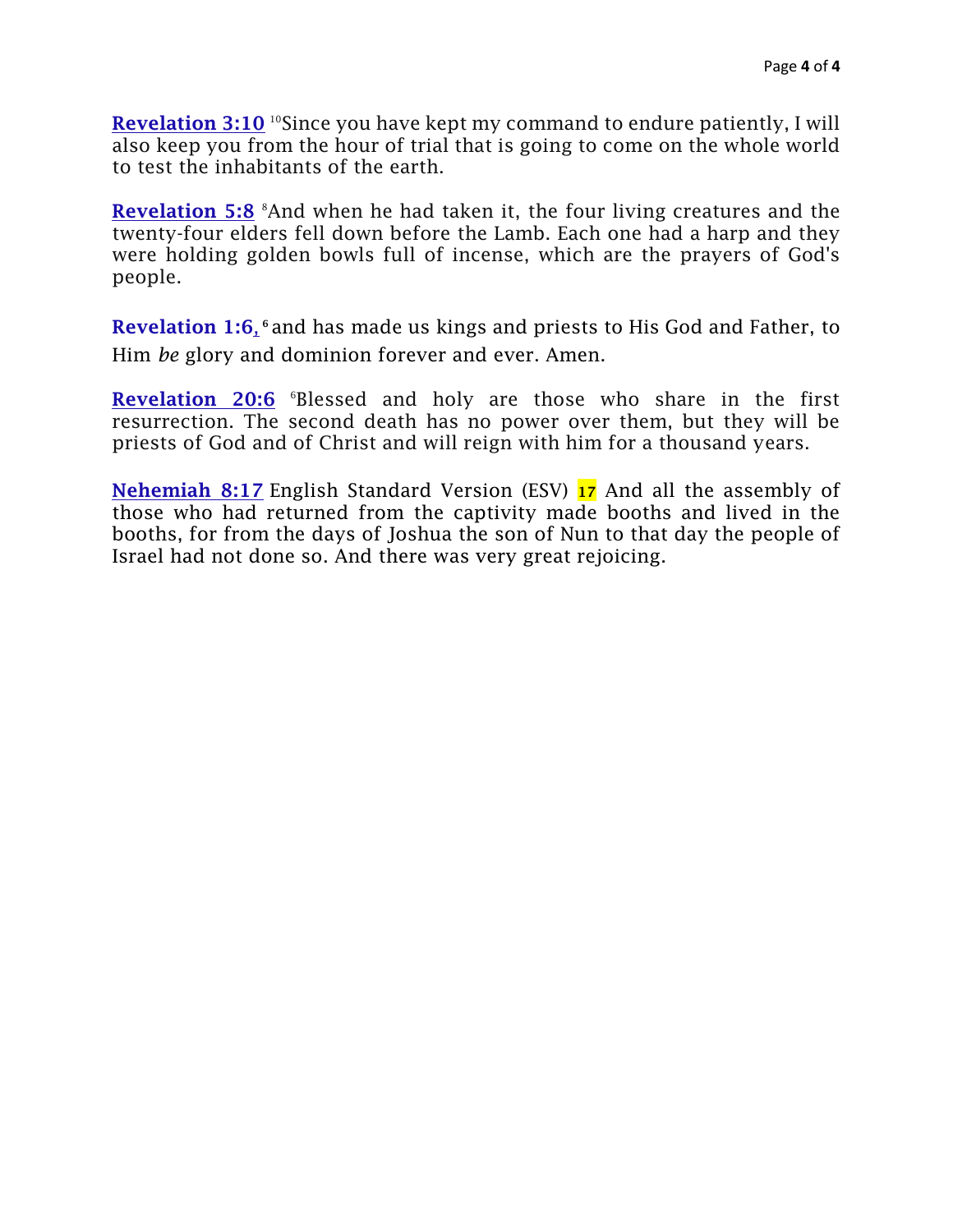**Revelation 3:10** [10]Since you have kept my command to endure patiently, I will also keep you from the hour of trial that is going to come on the whole world to test the inhabitants of the earth.

**Revelation 5:8** [8]And when he had taken it, the four living creatures and the twenty-four elders fell down before the Lamb. Each one had a harp and they were holding golden bowls full of incense, which are the prayers of God's people.

**Revelation 1:6,** [6] and has made us kings and priests to His God and Father, to Him *be* glory and dominion forever and ever. Amen.

**Revelation 20:6** [6]Blessed and holy are those who share in the first resurrection. The second death has no power over them, but they will be priests of God and of Christ and will reign with him for a thousand years.

**Nehemiah 8:17** English Standard Version (ESV) **17** And all the assembly of those who had returned from the captivity made booths and lived in the booths, for from the days of Joshua the son of Nun to that day the people of Israel had not done so. And there was very great rejoicing.